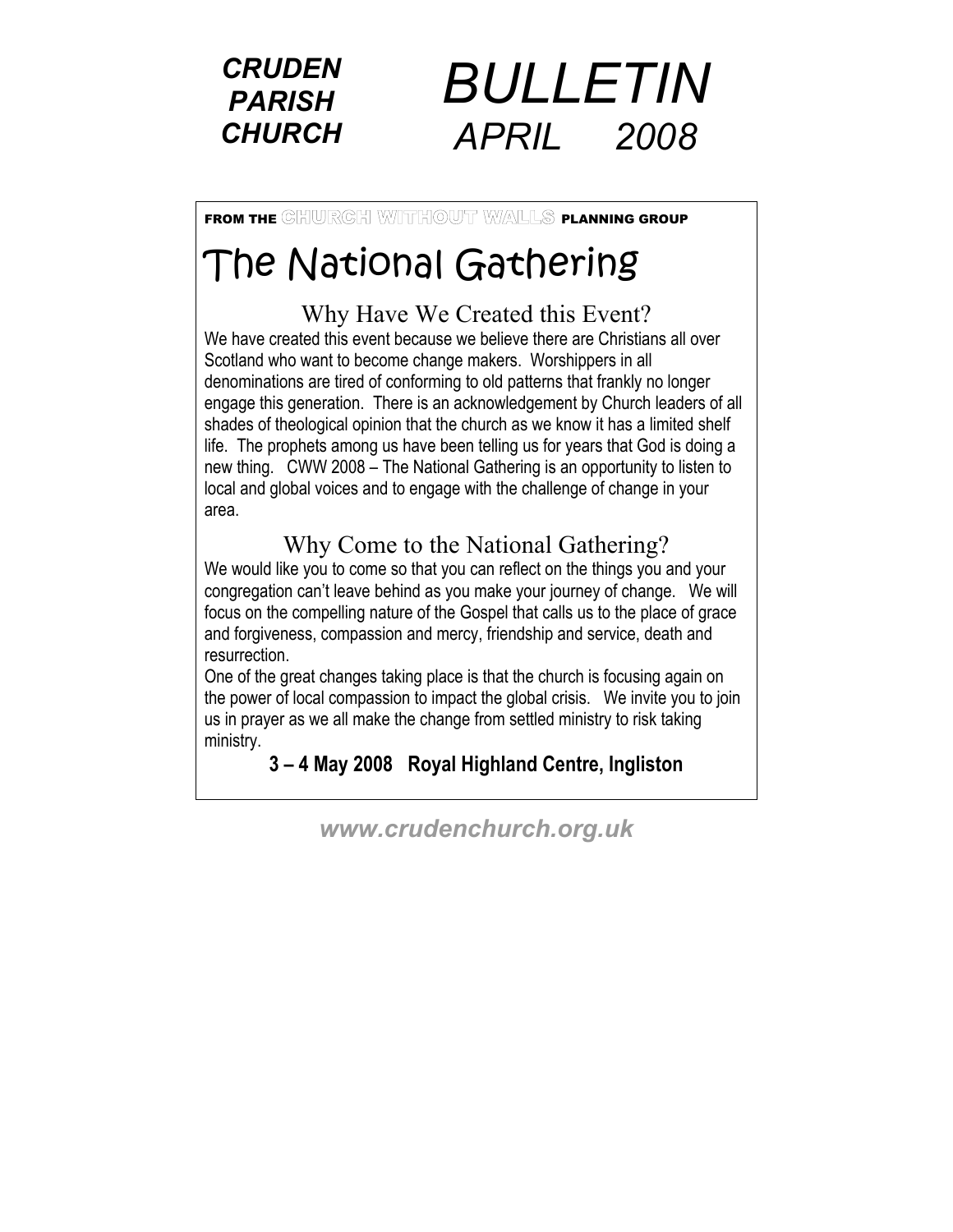# CRUDEN PARISH CHURCH

# *BULLETIN*

## *APRIL 2008*

**FROM THE CHURCH WITHOUT WALLS PLANNING GROUP**

## The National Gathering

### Why Have We Created this Event?

We have created this event because we believe there are Christians all over Scotland who want to become change makers. Worshippers in all denominations are tired of conforming to old patterns that frankly no longer engage this generation. There is an acknowledgement by Church leaders of all shades of theological opinion that the church as we know it has a limited shelf life. The prophets among us have been telling us for years that God is doing a new thing. CWW 2008 – The National Gathering is an opportunity to listen to local and global voices and to engage with the challenge of change in your area.

### Why Come to the National Gathering?

We would like you to come so that you can reflect on the things you and your congregation can't leave behind as you make your journey of change. We will focus on the compelling nature of the Gospel that calls us to the place of grace and forgiveness, compassion and mercy, friendship and service, death and resurrection.

One of the great changes taking place is that the church is focusing again on the power of local compassion to impact the global crisis. We invite you to join us in prayer as we all make the change from settled ministry to risk taking ministry.

**3 – 4 May 2008 Royal Highland Centre, Ingliston**

***www.crudenchurch.org.uk***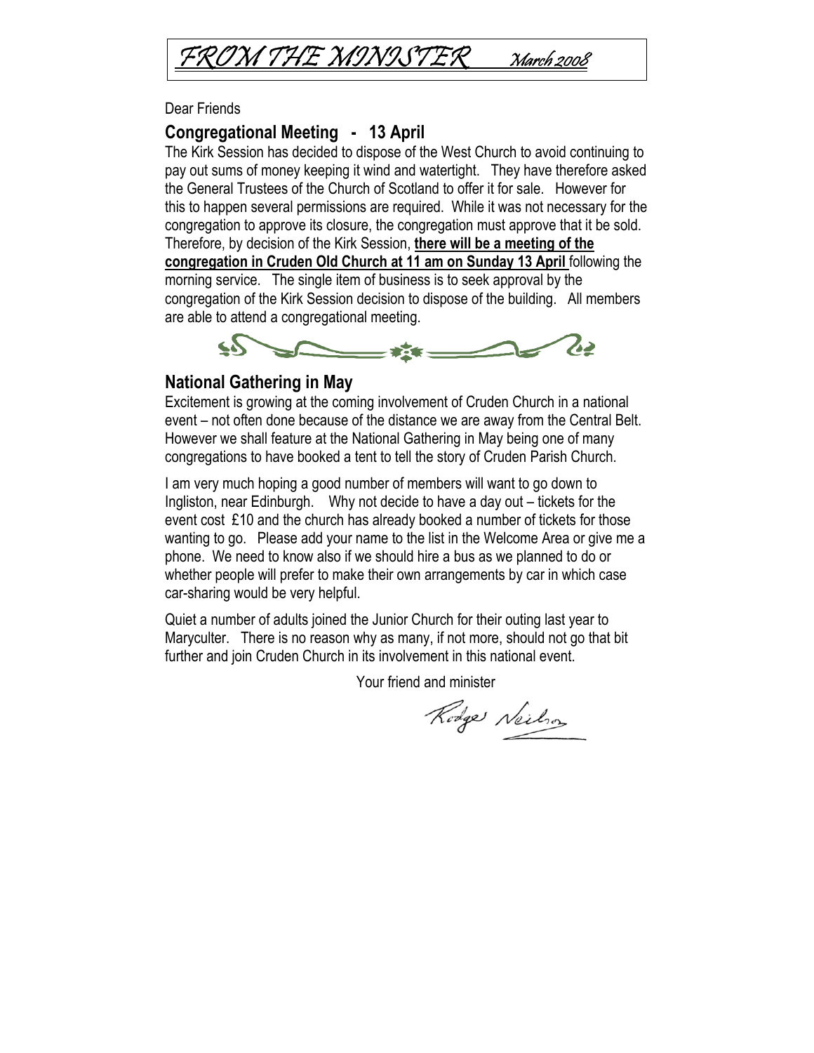# *FROM THE MINISTER* *March 2008*

Dear Friends

## Congregational Meeting - 13 April

The Kirk Session has decided to dispose of the West Church to avoid continuing to pay out sums of money keeping it wind and watertight. They have therefore asked the General Trustees of the Church of Scotland to offer it for sale. However for this to happen several permissions are required. While it was not necessary for the congregation to approve its closure, the congregation must approve that it be sold. Therefore, by decision of the Kirk Session, **there will be a meeting of the congregation in Cruden Old Church at 11 am on Sunday 13 April** following the morning service. The single item of business is to seek approval by the congregation of the Kirk Session decision to dispose of the building. All members are able to attend a congregational meeting.

## National Gathering in May

Excitement is growing at the coming involvement of Cruden Church in a national event – not often done because of the distance we are away from the Central Belt. However we shall feature at the National Gathering in May being one of many congregations to have booked a tent to tell the story of Cruden Parish Church.

I am very much hoping a good number of members will want to go down to Ingliston, near Edinburgh. Why not decide to have a day out – tickets for the event cost £10 and the church has already booked a number of tickets for those wanting to go. Please add your name to the list in the Welcome Area or give me a phone. We need to know also if we should hire a bus as we planned to do or whether people will prefer to make their own arrangements by car in which case car-sharing would be very helpful.

Quiet a number of adults joined the Junior Church for their outing last year to Maryculter. There is no reason why as many, if not more, should not go that bit further and join Cruden Church in its involvement in this national event.

Your friend and minister

Rodger Neilson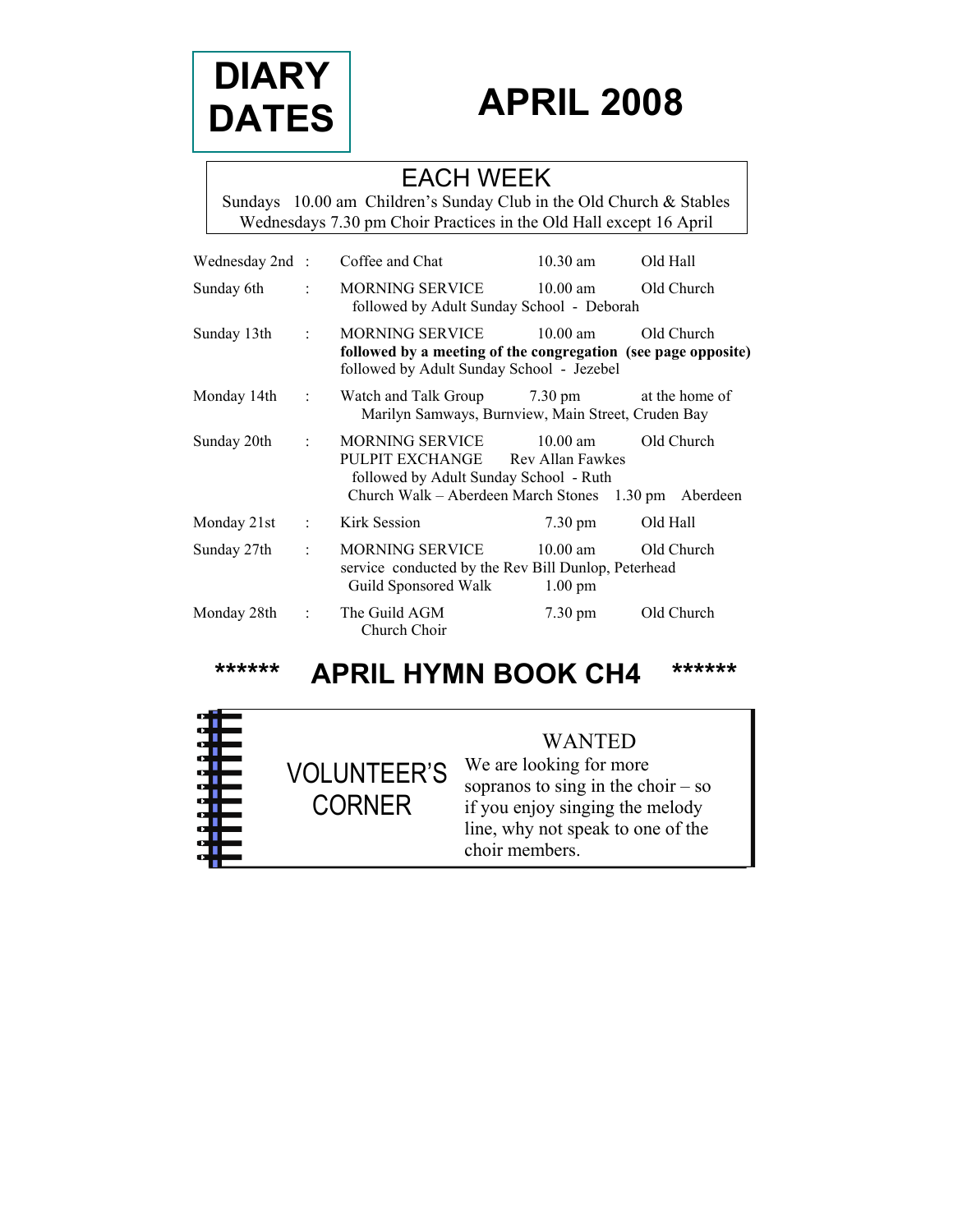# DIARY DATES

# APRIL 2008

## EACH WEEK

Sundays 10.00 am Children's Sunday Club in the Old Church & Stables
Wednesdays 7.30 pm Choir Practices in the Old Hall except 16 April

| Date | | Event | Time | Location |
|---|---|---|---|---|
| Wednesday 2nd | : | Coffee and Chat | 10.30 am | Old Hall |
| Sunday 6th | : | MORNING SERVICE<br>followed by Adult Sunday School - Deborah | 10.00 am | Old Church |
| Sunday 13th | : | MORNING SERVICE<br>**followed by a meeting of the congregation (see page opposite)**<br>followed by Adult Sunday School - Jezebel | 10.00 am | Old Church |
| Monday 14th | : | Watch and Talk Group<br>Marilyn Samways, Burnview, Main Street, Cruden Bay | 7.30 pm | at the home of |
| Sunday 20th | : | MORNING SERVICE<br>PULPIT EXCHANGE Rev Allan Fawkes<br>followed by Adult Sunday School - Ruth | 10.00 am | Old Church |
| | | Church Walk – Aberdeen March Stones | 1.30 pm | Aberdeen |
| Monday 21st | : | Kirk Session | 7.30 pm | Old Hall |
| Sunday 27th | : | MORNING SERVICE<br>service conducted by the Rev Bill Dunlop, Peterhead | 10.00 am | Old Church |
| | | Guild Sponsored Walk | 1.00 pm | |
| Monday 28th | : | The Guild AGM<br>Church Choir | 7.30 pm | Old Church |

## ****** APRIL HYMN BOOK CH4 ******

### VOLUNTEER'S CORNER

WANTED

We are looking for more sopranos to sing in the choir – so if you enjoy singing the melody line, why not speak to one of the choir members.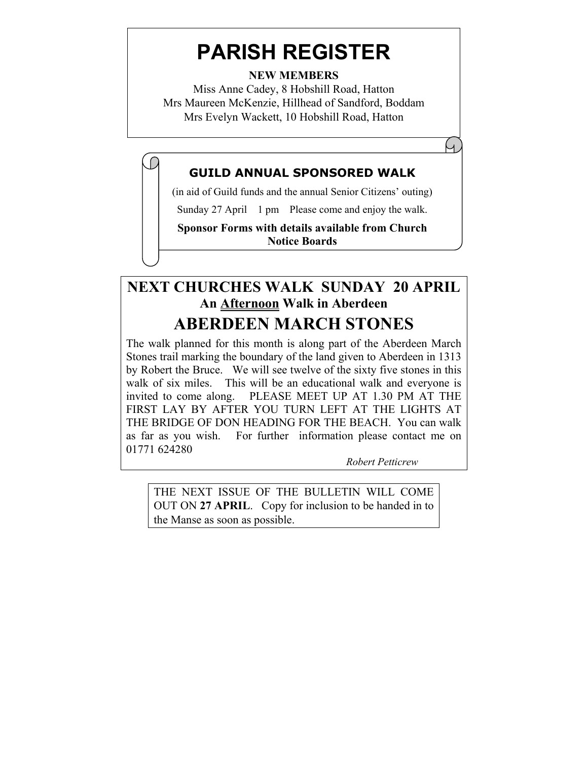# PARISH REGISTER

**NEW MEMBERS**

Miss Anne Cadey, 8 Hobshill Road, Hatton
Mrs Maureen McKenzie, Hillhead of Sandford, Boddam
Mrs Evelyn Wackett, 10 Hobshill Road, Hatton

## GUILD ANNUAL SPONSORED WALK

(in aid of Guild funds and the annual Senior Citizens' outing)

Sunday 27 April 1 pm Please come and enjoy the walk.

**Sponsor Forms with details available from Church Notice Boards**

## NEXT CHURCHES WALK SUNDAY 20 APRIL

**An Afternoon Walk in Aberdeen**

## ABERDEEN MARCH STONES

The walk planned for this month is along part of the Aberdeen March Stones trail marking the boundary of the land given to Aberdeen in 1313 by Robert the Bruce. We will see twelve of the sixty five stones in this walk of six miles. This will be an educational walk and everyone is invited to come along. PLEASE MEET UP AT 1.30 PM AT THE FIRST LAY BY AFTER YOU TURN LEFT AT THE LIGHTS AT THE BRIDGE OF DON HEADING FOR THE BEACH. You can walk as far as you wish. For further information please contact me on 01771 624280

*Robert Petticrew*

THE NEXT ISSUE OF THE BULLETIN WILL COME OUT ON **27 APRIL**. Copy for inclusion to be handed in to the Manse as soon as possible.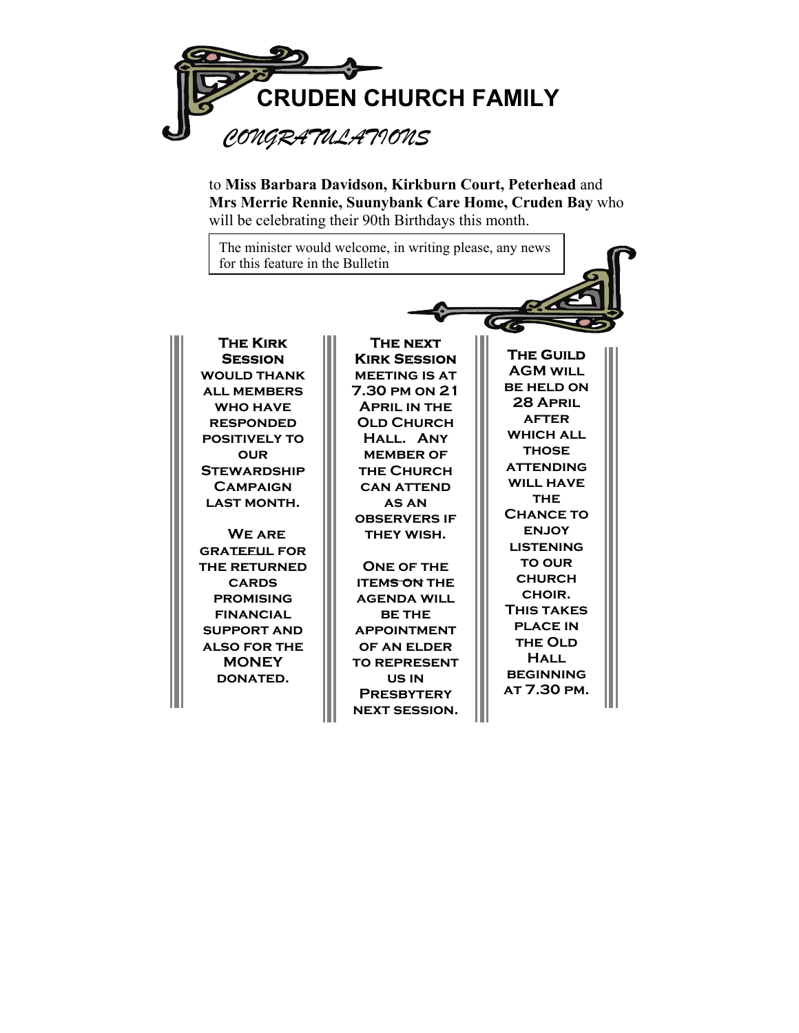# CRUDEN CHURCH FAMILY

## *CONGRATULATIONS*

to **Miss Barbara Davidson, Kirkburn Court, Peterhead** and **Mrs Merrie Rennie, Suunybank Care Home, Cruden Bay** who will be celebrating their 90th Birthdays this month.

The minister would welcome, in writing please, any news for this feature in the Bulletin

**The Kirk Session would thank all members who have responded positively to our Stewardship Campaign last month.**

**We are grateful for the returned cards promising financial support and also for the MONEY donated.**

**The next Kirk Session meeting is at 7.30 pm on 21 April in the Old Church Hall. Any member of the Church can attend as an observers if they wish.**

**One of the items on the agenda will be the appointment of an elder to represent us in Presbytery next session.**

**The Guild AGM will be held on 28 April after which all those attending will have the Chance to enjoy listening to our church choir. This takes place in the Old Hall beginning at 7.30 pm.**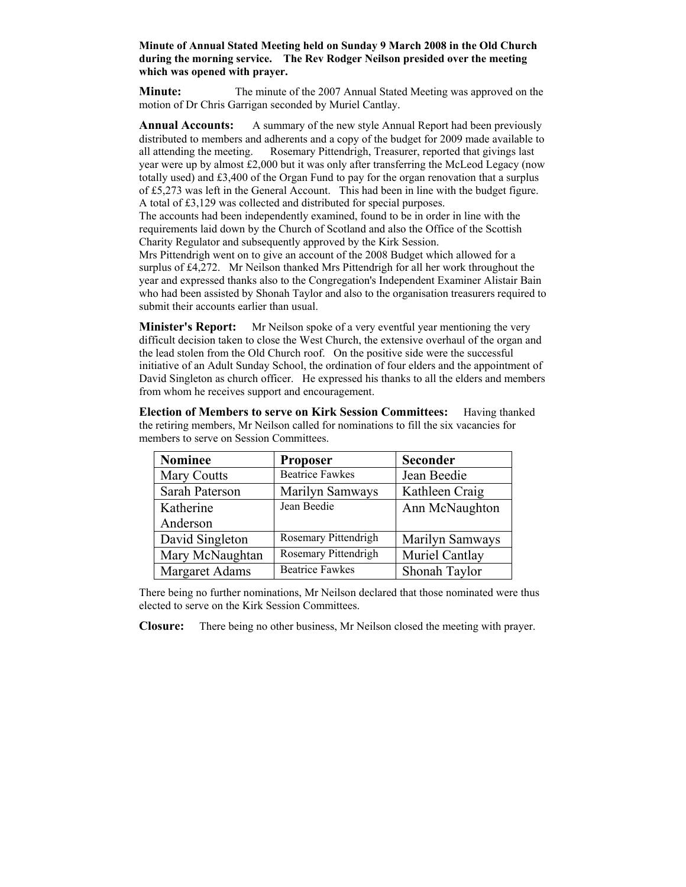**Minute of Annual Stated Meeting held on Sunday 9 March 2008 in the Old Church during the morning service. The Rev Rodger Neilson presided over the meeting which was opened with prayer.**

**Minute:** The minute of the 2007 Annual Stated Meeting was approved on the motion of Dr Chris Garrigan seconded by Muriel Cantlay.

**Annual Accounts:** A summary of the new style Annual Report had been previously distributed to members and adherents and a copy of the budget for 2009 made available to all attending the meeting. Rosemary Pittendrigh, Treasurer, reported that givings last year were up by almost £2,000 but it was only after transferring the McLeod Legacy (now totally used) and £3,400 of the Organ Fund to pay for the organ renovation that a surplus of £5,273 was left in the General Account. This had been in line with the budget figure. A total of £3,129 was collected and distributed for special purposes.
The accounts had been independently examined, found to be in order in line with the requirements laid down by the Church of Scotland and also the Office of the Scottish Charity Regulator and subsequently approved by the Kirk Session.
Mrs Pittendrigh went on to give an account of the 2008 Budget which allowed for a surplus of £4,272. Mr Neilson thanked Mrs Pittendrigh for all her work throughout the year and expressed thanks also to the Congregation's Independent Examiner Alistair Bain who had been assisted by Shonah Taylor and also to the organisation treasurers required to submit their accounts earlier than usual.

**Minister's Report:** Mr Neilson spoke of a very eventful year mentioning the very difficult decision taken to close the West Church, the extensive overhaul of the organ and the lead stolen from the Old Church roof. On the positive side were the successful initiative of an Adult Sunday School, the ordination of four elders and the appointment of David Singleton as church officer. He expressed his thanks to all the elders and members from whom he receives support and encouragement.

**Election of Members to serve on Kirk Session Committees:** Having thanked the retiring members, Mr Neilson called for nominations to fill the six vacancies for members to serve on Session Committees.

| Nominee | Proposer | Seconder |
|---|---|---|
| Mary Coutts | Beatrice Fawkes | Jean Beedie |
| Sarah Paterson | Marilyn Samways | Kathleen Craig |
| Katherine Anderson | Jean Beedie | Ann McNaughton |
| David Singleton | Rosemary Pittendrigh | Marilyn Samways |
| Mary McNaughtan | Rosemary Pittendrigh | Muriel Cantlay |
| Margaret Adams | Beatrice Fawkes | Shonah Taylor |

There being no further nominations, Mr Neilson declared that those nominated were thus elected to serve on the Kirk Session Committees.

**Closure:** There being no other business, Mr Neilson closed the meeting with prayer.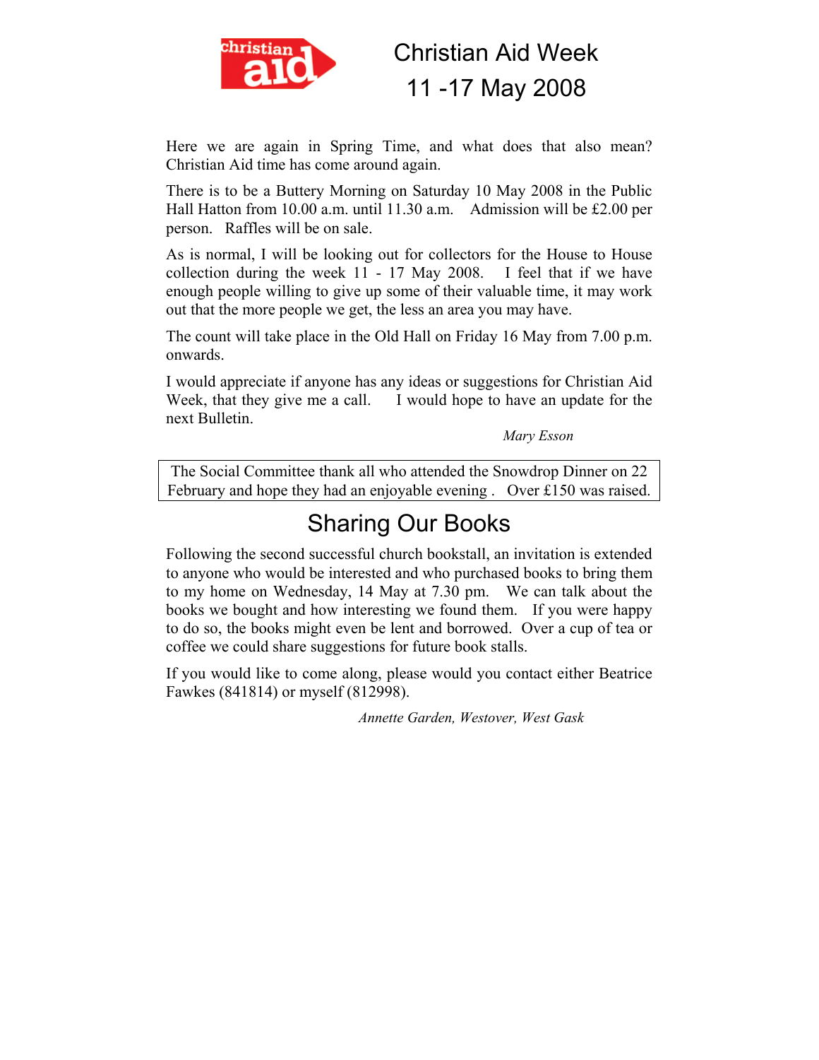# Christian Aid Week
# 11 -17 May 2008

Here we are again in Spring Time, and what does that also mean? Christian Aid time has come around again.

There is to be a Buttery Morning on Saturday 10 May 2008 in the Public Hall Hatton from 10.00 a.m. until 11.30 a.m. Admission will be £2.00 per person. Raffles will be on sale.

As is normal, I will be looking out for collectors for the House to House collection during the week 11 - 17 May 2008. I feel that if we have enough people willing to give up some of their valuable time, it may work out that the more people we get, the less an area you may have.

The count will take place in the Old Hall on Friday 16 May from 7.00 p.m. onwards.

I would appreciate if anyone has any ideas or suggestions for Christian Aid Week, that they give me a call. I would hope to have an update for the next Bulletin.

*Mary Esson*

The Social Committee thank all who attended the Snowdrop Dinner on 22 February and hope they had an enjoyable evening . Over £150 was raised.

# Sharing Our Books

Following the second successful church bookstall, an invitation is extended to anyone who would be interested and who purchased books to bring them to my home on Wednesday, 14 May at 7.30 pm. We can talk about the books we bought and how interesting we found them. If you were happy to do so, the books might even be lent and borrowed. Over a cup of tea or coffee we could share suggestions for future book stalls.

If you would like to come along, please would you contact either Beatrice Fawkes (841814) or myself (812998).

*Annette Garden, Westover, West Gask*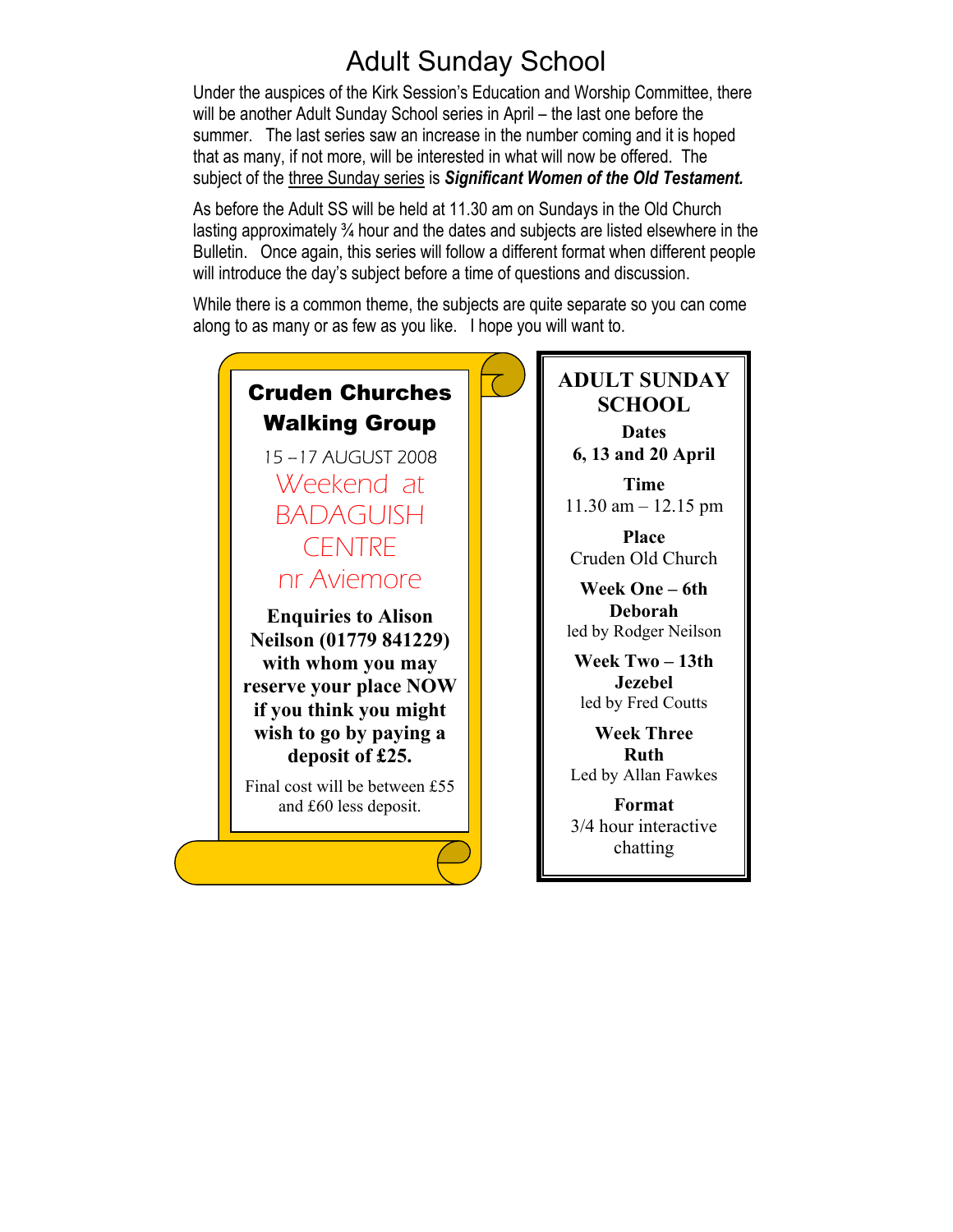# Adult Sunday School

Under the auspices of the Kirk Session's Education and Worship Committee, there will be another Adult Sunday School series in April – the last one before the summer. The last series saw an increase in the number coming and it is hoped that as many, if not more, will be interested in what will now be offered. The subject of the three Sunday series is ***Significant Women of the Old Testament.***

As before the Adult SS will be held at 11.30 am on Sundays in the Old Church lasting approximately ¾ hour and the dates and subjects are listed elsewhere in the Bulletin. Once again, this series will follow a different format when different people will introduce the day's subject before a time of questions and discussion.

While there is a common theme, the subjects are quite separate so you can come along to as many or as few as you like. I hope you will want to.

## Cruden Churches Walking Group

15 –17 AUGUST 2008

Weekend at BADAGUISH CENTRE nr Aviemore

**Enquiries to Alison Neilson (01779 841229) with whom you may reserve your place NOW if you think you might wish to go by paying a deposit of £25.**

Final cost will be between £55 and £60 less deposit.

## ADULT SUNDAY SCHOOL

**Dates**
**6, 13 and 20 April**

**Time**
11.30 am – 12.15 pm

**Place**
Cruden Old Church

**Week One – 6th**
**Deborah**
led by Rodger Neilson

**Week Two – 13th**
**Jezebel**
led by Fred Coutts

**Week Three**
**Ruth**
Led by Allan Fawkes

**Format**
3/4 hour interactive chatting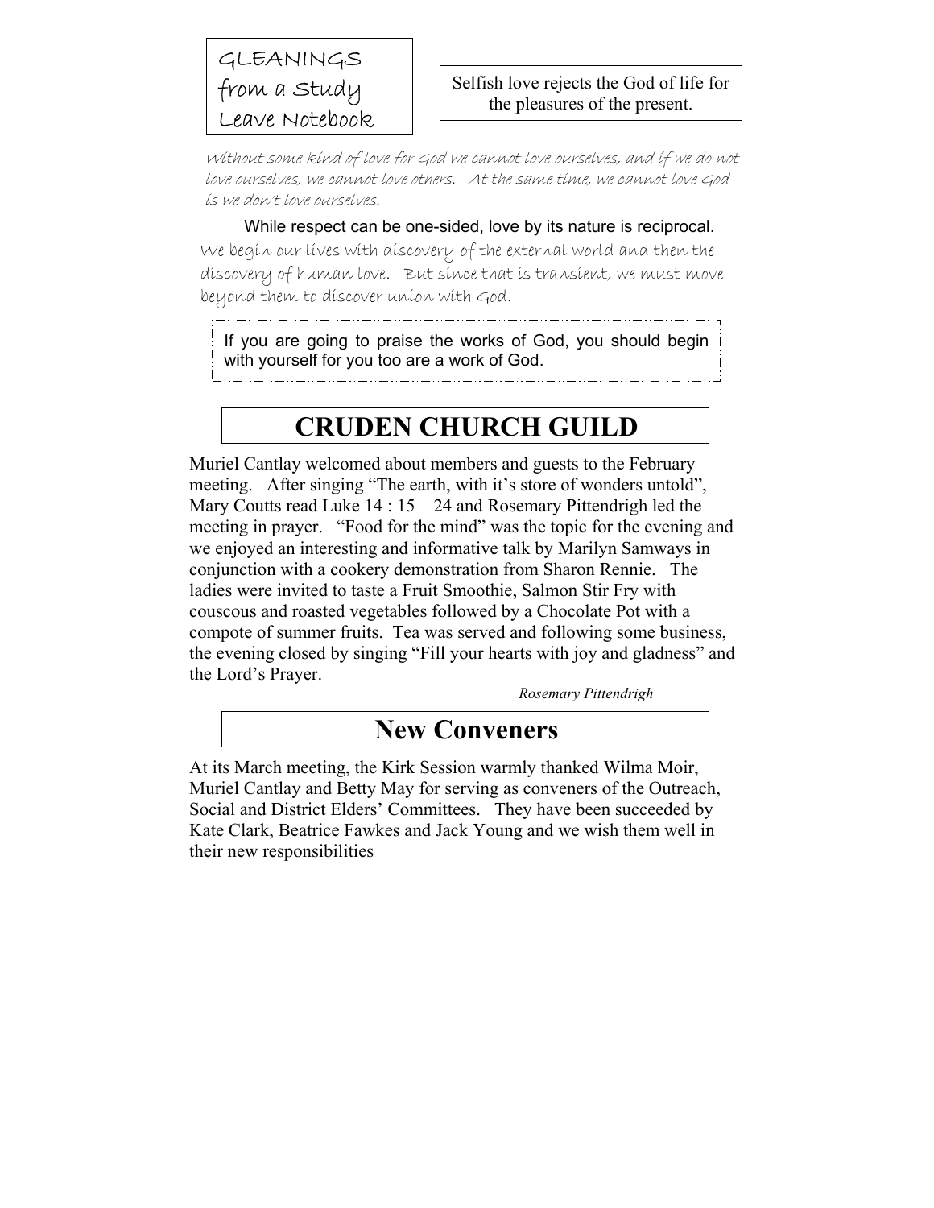GLEANINGS from a Study Leave Notebook

Selfish love rejects the God of life for the pleasures of the present.

*Without some kind of love for God we cannot love ourselves, and if we do not love ourselves, we cannot love others. At the same time, we cannot love God is we don't love ourselves.*

While respect can be one-sided, love by its nature is reciprocal.

We begin our lives with discovery of the external world and then the discovery of human love. But since that is transient, we must move beyond them to discover union with God.

If you are going to praise the works of God, you should begin with yourself for you too are a work of God.

# CRUDEN CHURCH GUILD

Muriel Cantlay welcomed about members and guests to the February meeting. After singing "The earth, with it's store of wonders untold", Mary Coutts read Luke 14 : 15 – 24 and Rosemary Pittendrigh led the meeting in prayer. "Food for the mind" was the topic for the evening and we enjoyed an interesting and informative talk by Marilyn Samways in conjunction with a cookery demonstration from Sharon Rennie. The ladies were invited to taste a Fruit Smoothie, Salmon Stir Fry with couscous and roasted vegetables followed by a Chocolate Pot with a compote of summer fruits. Tea was served and following some business, the evening closed by singing "Fill your hearts with joy and gladness" and the Lord's Prayer.

*Rosemary Pittendrigh*

# New Conveners

At its March meeting, the Kirk Session warmly thanked Wilma Moir, Muriel Cantlay and Betty May for serving as conveners of the Outreach, Social and District Elders' Committees. They have been succeeded by Kate Clark, Beatrice Fawkes and Jack Young and we wish them well in their new responsibilities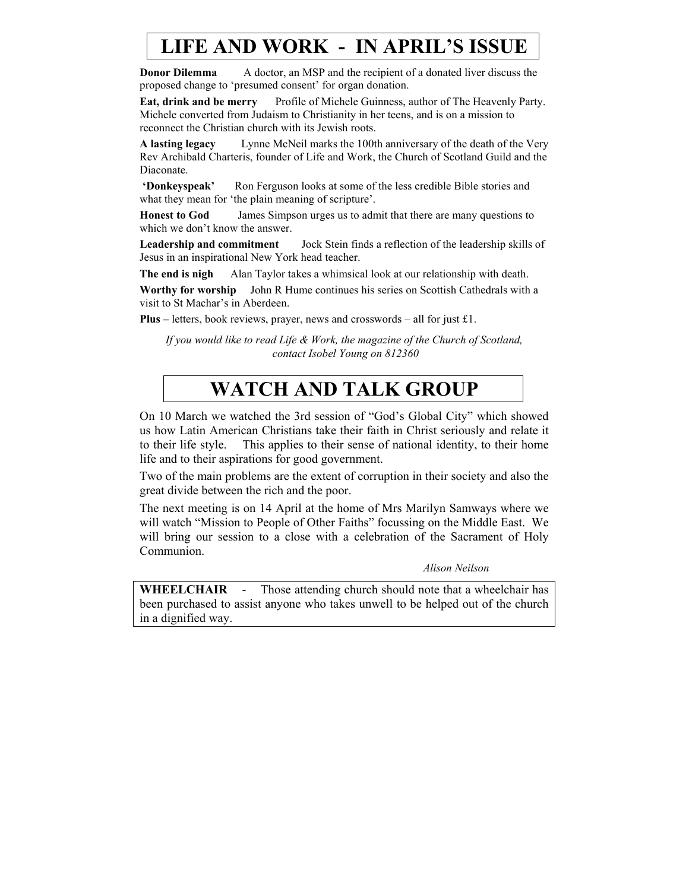# LIFE AND WORK - IN APRIL'S ISSUE

**Donor Dilemma** A doctor, an MSP and the recipient of a donated liver discuss the proposed change to 'presumed consent' for organ donation.

**Eat, drink and be merry** Profile of Michele Guinness, author of The Heavenly Party. Michele converted from Judaism to Christianity in her teens, and is on a mission to reconnect the Christian church with its Jewish roots.

**A lasting legacy** Lynne McNeil marks the 100th anniversary of the death of the Very Rev Archibald Charteris, founder of Life and Work, the Church of Scotland Guild and the Diaconate.

**'Donkeyspeak'** Ron Ferguson looks at some of the less credible Bible stories and what they mean for 'the plain meaning of scripture'.

**Honest to God** James Simpson urges us to admit that there are many questions to which we don't know the answer.

**Leadership and commitment** Jock Stein finds a reflection of the leadership skills of Jesus in an inspirational New York head teacher.

**The end is nigh** Alan Taylor takes a whimsical look at our relationship with death.

**Worthy for worship** John R Hume continues his series on Scottish Cathedrals with a visit to St Machar's in Aberdeen.

**Plus –** letters, book reviews, prayer, news and crosswords – all for just £1.

*If you would like to read Life & Work, the magazine of the Church of Scotland, contact Isobel Young on 812360*

# WATCH AND TALK GROUP

On 10 March we watched the 3rd session of "God's Global City" which showed us how Latin American Christians take their faith in Christ seriously and relate it to their life style. This applies to their sense of national identity, to their home life and to their aspirations for good government.

Two of the main problems are the extent of corruption in their society and also the great divide between the rich and the poor.

The next meeting is on 14 April at the home of Mrs Marilyn Samways where we will watch "Mission to People of Other Faiths" focussing on the Middle East. We will bring our session to a close with a celebration of the Sacrament of Holy Communion.

*Alison Neilson*

**WHEELCHAIR** - Those attending church should note that a wheelchair has been purchased to assist anyone who takes unwell to be helped out of the church in a dignified way.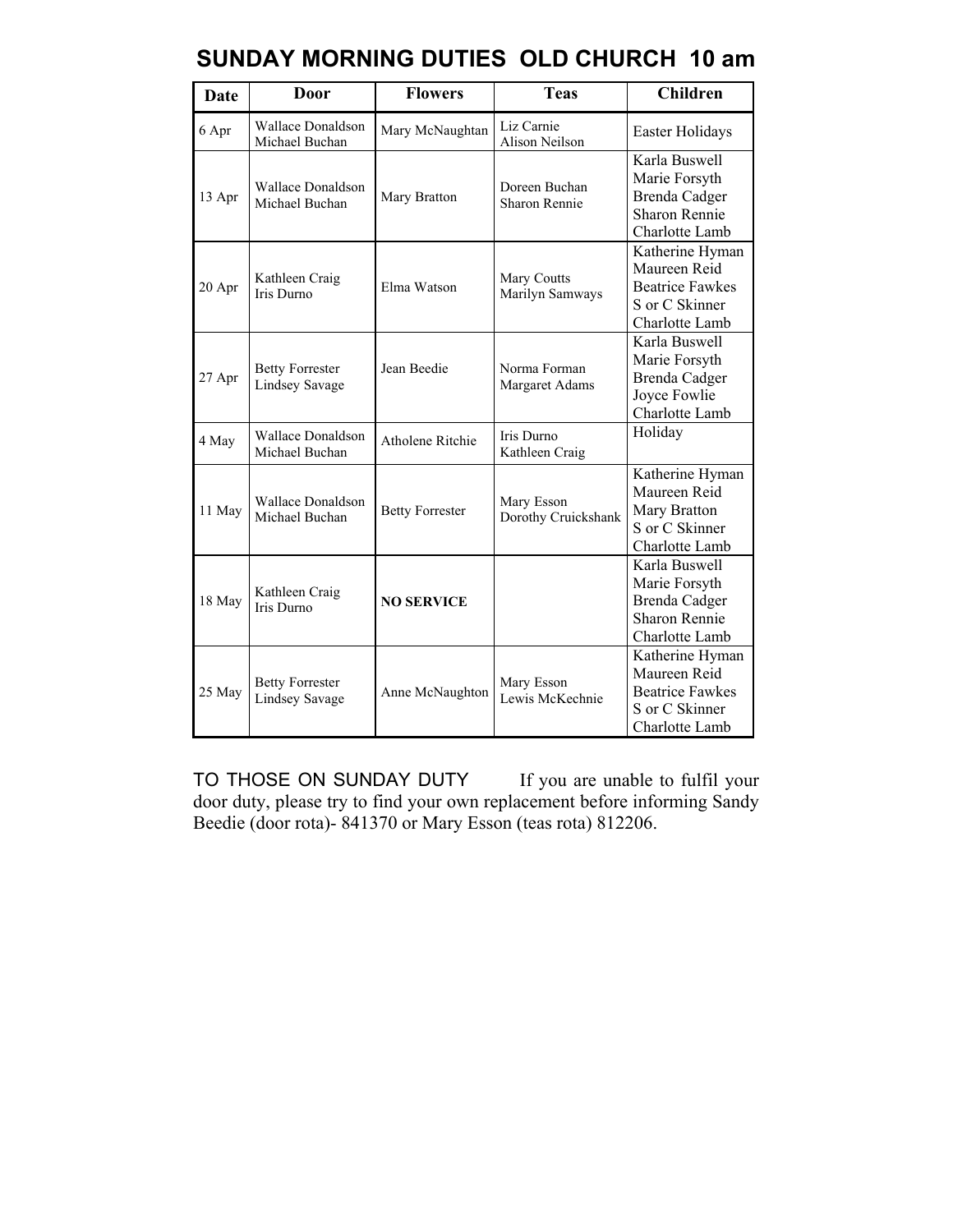# SUNDAY MORNING DUTIES OLD CHURCH 10 am

| Date | Door | Flowers | Teas | Children |
|---|---|---|---|---|
| 6 Apr | Wallace Donaldson<br>Michael Buchan | Mary McNaughtan | Liz Carnie<br>Alison Neilson | Easter Holidays |
| 13 Apr | Wallace Donaldson<br>Michael Buchan | Mary Bratton | Doreen Buchan<br>Sharon Rennie | Karla Buswell<br>Marie Forsyth<br>Brenda Cadger<br>Sharon Rennie<br>Charlotte Lamb |
| 20 Apr | Kathleen Craig<br>Iris Durno | Elma Watson | Mary Coutts<br>Marilyn Samways | Katherine Hyman<br>Maureen Reid<br>Beatrice Fawkes<br>S or C Skinner<br>Charlotte Lamb |
| 27 Apr | Betty Forrester<br>Lindsey Savage | Jean Beedie | Norma Forman<br>Margaret Adams | Karla Buswell<br>Marie Forsyth<br>Brenda Cadger<br>Joyce Fowlie<br>Charlotte Lamb |
| 4 May | Wallace Donaldson<br>Michael Buchan | Atholene Ritchie | Iris Durno<br>Kathleen Craig | Holiday |
| 11 May | Wallace Donaldson<br>Michael Buchan | Betty Forrester | Mary Esson<br>Dorothy Cruickshank | Katherine Hyman<br>Maureen Reid<br>Mary Bratton<br>S or C Skinner<br>Charlotte Lamb |
| 18 May | Kathleen Craig<br>Iris Durno | **NO SERVICE** | | Karla Buswell<br>Marie Forsyth<br>Brenda Cadger<br>Sharon Rennie<br>Charlotte Lamb |
| 25 May | Betty Forrester<br>Lindsey Savage | Anne McNaughton | Mary Esson<br>Lewis McKechnie | Katherine Hyman<br>Maureen Reid<br>Beatrice Fawkes<br>S or C Skinner<br>Charlotte Lamb |

TO THOSE ON SUNDAY DUTY  If you are unable to fulfil your door duty, please try to find your own replacement before informing Sandy Beedie (door rota)- 841370 or Mary Esson (teas rota) 812206.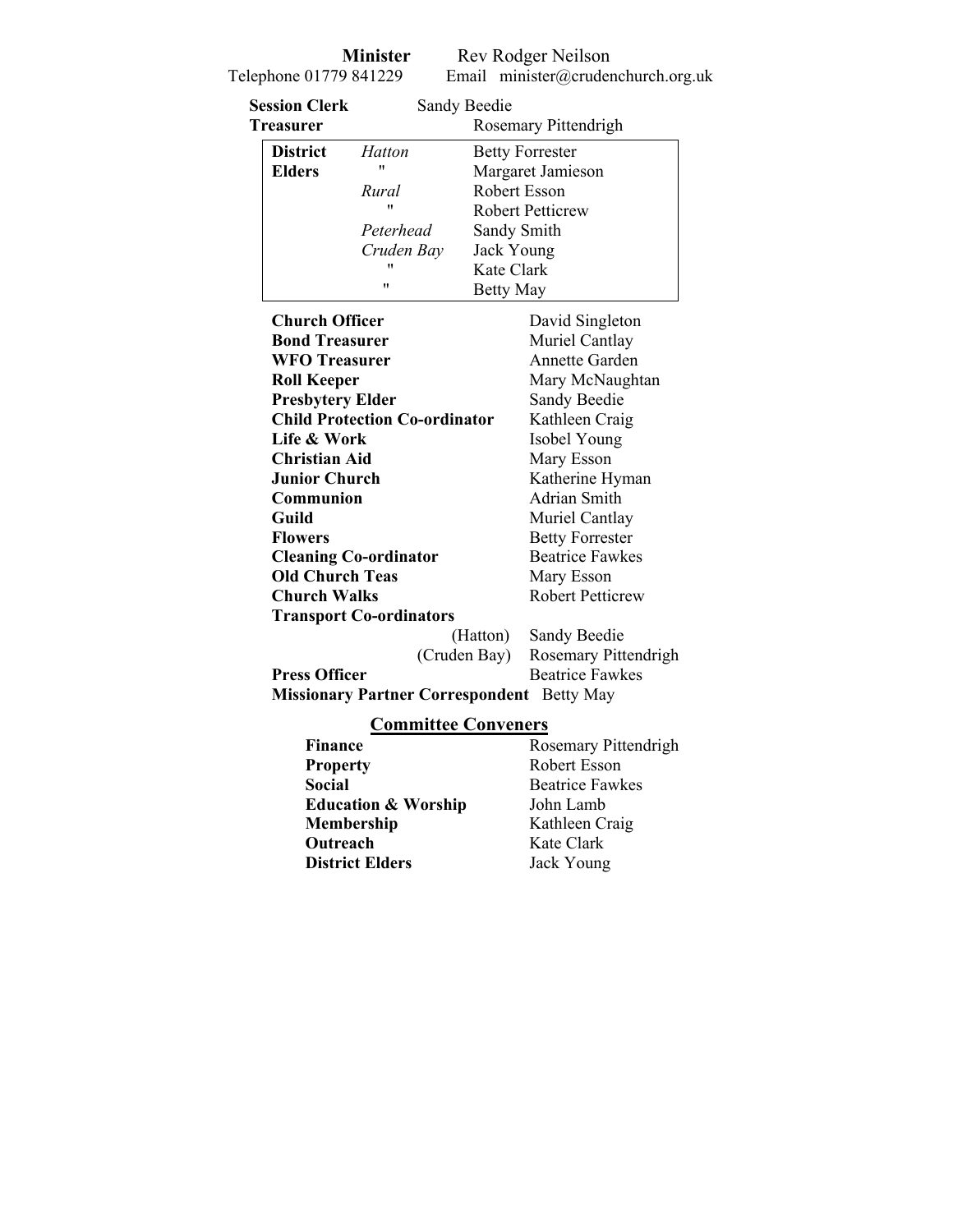**Minister** Rev Rodger Neilson
Telephone 01779 841229 Email minister@crudenchurch.org.uk

**Session Clerk** Sandy Beedie
**Treasurer** Rosemary Pittendrigh

| | | |
|---|---|---|
| **District Elders** | *Hatton* | Betty Forrester |
| | " | Margaret Jamieson |
| | *Rural* | Robert Esson |
| | " | Robert Petticrew |
| | *Peterhead* | Sandy Smith |
| | *Cruden Bay* | Jack Young |
| | " | Kate Clark |
| | " | Betty May |

| | |
|---|---|
| **Church Officer** | David Singleton |
| **Bond Treasurer** | Muriel Cantlay |
| **WFO Treasurer** | Annette Garden |
| **Roll Keeper** | Mary McNaughtan |
| **Presbytery Elder** | Sandy Beedie |
| **Child Protection Co-ordinator** | Kathleen Craig |
| **Life & Work** | Isobel Young |
| **Christian Aid** | Mary Esson |
| **Junior Church** | Katherine Hyman |
| **Communion** | Adrian Smith |
| **Guild** | Muriel Cantlay |
| **Flowers** | Betty Forrester |
| **Cleaning Co-ordinator** | Beatrice Fawkes |
| **Old Church Teas** | Mary Esson |
| **Church Walks** | Robert Petticrew |
| **Transport Co-ordinators** | |
| (Hatton) | Sandy Beedie |
| (Cruden Bay) | Rosemary Pittendrigh |
| **Press Officer** | Beatrice Fawkes |
| **Missionary Partner Correspondent** | Betty May |

## Committee Conveners

| | |
|---|---|
| **Finance** | Rosemary Pittendrigh |
| **Property** | Robert Esson |
| **Social** | Beatrice Fawkes |
| **Education & Worship** | John Lamb |
| **Membership** | Kathleen Craig |
| **Outreach** | Kate Clark |
| **District Elders** | Jack Young |